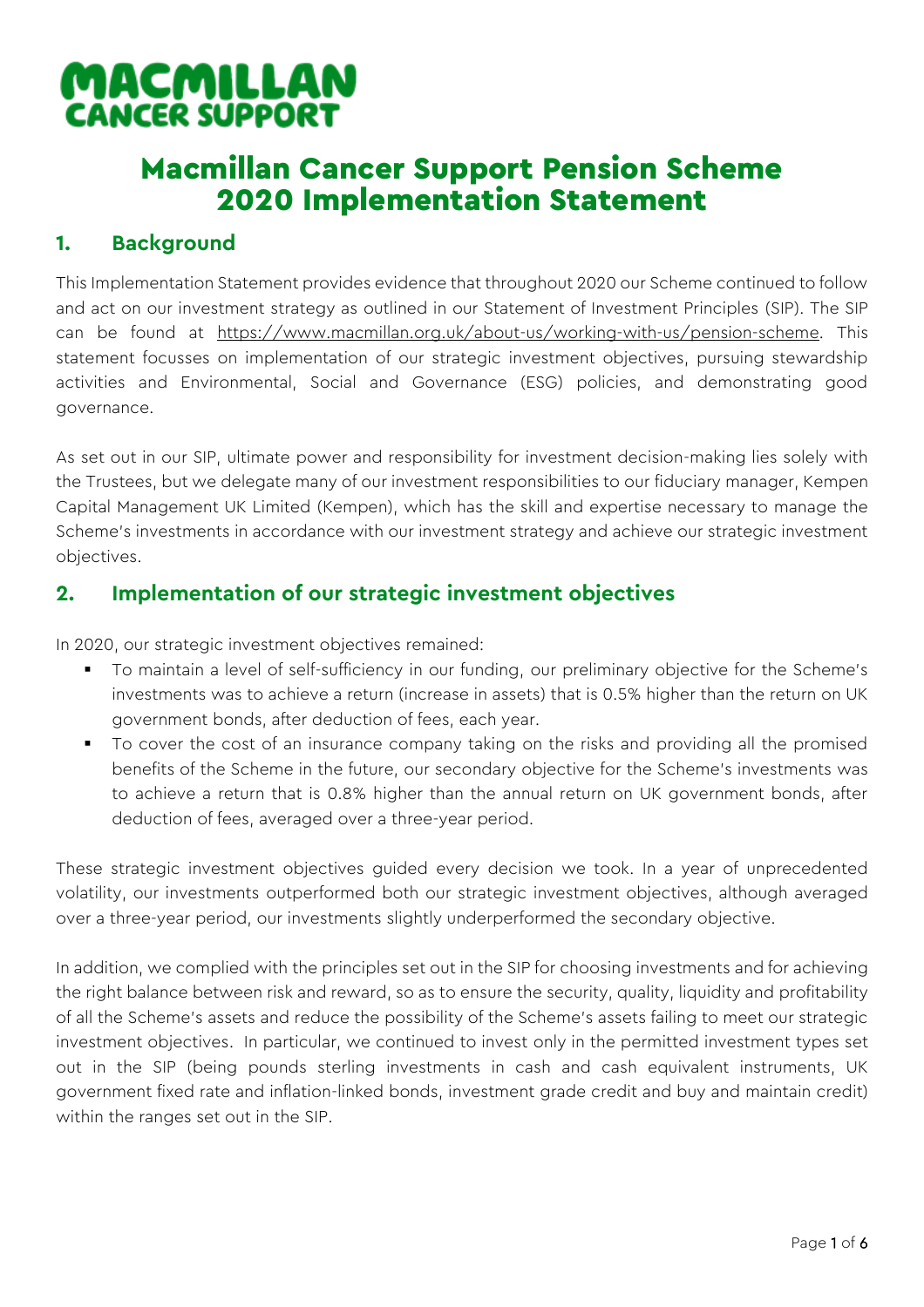MACMILLAN CANCER SUPPORT

# Macmillan Cancer Support Pension Scheme 2020 Implementation Statement

## 1. Background

This Implementation Statement provides evidence that throughout 2020 our Scheme continued to follow and act on our investment strategy as outlined in our Statement of Investment Principles (SIP). The SIP can be found at https://www.macmillan.org.uk/about-us/working-with-us/pension-scheme. This statement focusses on implementation of our strategic investment objectives, pursuing stewardship activities and Environmental, Social and Governance (ESG) policies, and demonstrating good governance.

As set out in our SIP, ultimate power and responsibility for investment decision-making lies solely with the Trustees, but we delegate many of our investment responsibilities to our fiduciary manager, Kempen Capital Management UK Limited (Kempen), which has the skill and expertise necessary to manage the Scheme's investments in accordance with our investment strategy and achieve our strategic investment objectives.

## 2. Implementation of our strategic investment objectives

In 2020, our strategic investment objectives remained:

- To maintain a level of self-sufficiency in our funding, our preliminary objective for the Scheme's investments was to achieve a return (increase in assets) that is 0.5% higher than the return on UK government bonds, after deduction of fees, each year.
- To cover the cost of an insurance company taking on the risks and providing all the promised benefits of the Scheme in the future, our secondary objective for the Scheme's investments was to achieve a return that is 0.8% higher than the annual return on UK government bonds, after deduction of fees, averaged over a three-year period.

These strategic investment objectives guided every decision we took. In a year of unprecedented volatility, our investments outperformed both our strategic investment objectives, although averaged over a three-year period, our investments slightly underperformed the secondary objective.

In addition, we complied with the principles set out in the SIP for choosing investments and for achieving the right balance between risk and reward, so as to ensure the security, quality, liquidity and profitability of all the Scheme's assets and reduce the possibility of the Scheme's assets failing to meet our strategic investment objectives. In particular, we continued to invest only in the permitted investment types set out in the SIP (being pounds sterling investments in cash and cash equivalent instruments, UK government fixed rate and inflation-linked bonds, investment grade credit and buy and maintain credit) within the ranges set out in the SIP.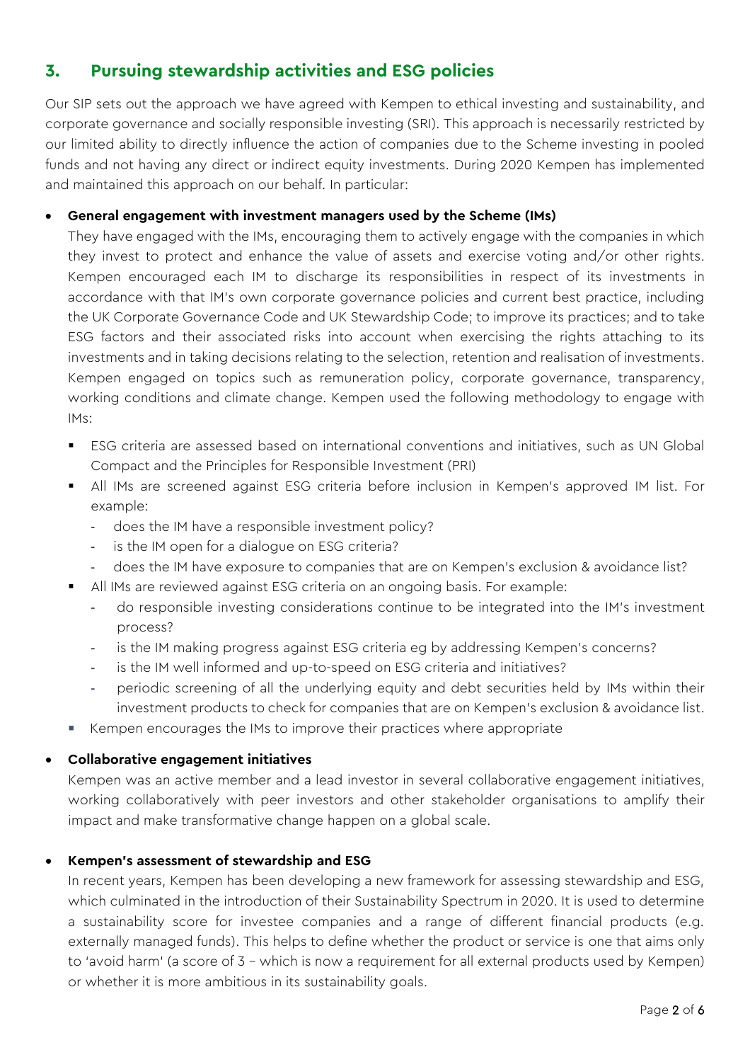## 3. Pursuing stewardship activities and ESG policies

Our SIP sets out the approach we have agreed with Kempen to ethical investing and sustainability, and corporate governance and socially responsible investing (SRI). This approach is necessarily restricted by our limited ability to directly influence the action of companies due to the Scheme investing in pooled funds and not having any direct or indirect equity investments. During 2020 Kempen has implemented and maintained this approach on our behalf. In particular:

- **General engagement with investment managers used by the Scheme (IMs)**

  They have engaged with the IMs, encouraging them to actively engage with the companies in which they invest to protect and enhance the value of assets and exercise voting and/or other rights. Kempen encouraged each IM to discharge its responsibilities in respect of its investments in accordance with that IM's own corporate governance policies and current best practice, including the UK Corporate Governance Code and UK Stewardship Code; to improve its practices; and to take ESG factors and their associated risks into account when exercising the rights attaching to its investments and in taking decisions relating to the selection, retention and realisation of investments. Kempen engaged on topics such as remuneration policy, corporate governance, transparency, working conditions and climate change. Kempen used the following methodology to engage with IMs:

  - ESG criteria are assessed based on international conventions and initiatives, such as UN Global Compact and the Principles for Responsible Investment (PRI)
  - All IMs are screened against ESG criteria before inclusion in Kempen's approved IM list. For example:
    - does the IM have a responsible investment policy?
    - is the IM open for a dialogue on ESG criteria?
    - does the IM have exposure to companies that are on Kempen's exclusion & avoidance list?
  - All IMs are reviewed against ESG criteria on an ongoing basis. For example:
    - do responsible investing considerations continue to be integrated into the IM's investment process?
    - is the IM making progress against ESG criteria eg by addressing Kempen's concerns?
    - is the IM well informed and up-to-speed on ESG criteria and initiatives?
    - periodic screening of all the underlying equity and debt securities held by IMs within their investment products to check for companies that are on Kempen's exclusion & avoidance list.
  - Kempen encourages the IMs to improve their practices where appropriate

- **Collaborative engagement initiatives**

  Kempen was an active member and a lead investor in several collaborative engagement initiatives, working collaboratively with peer investors and other stakeholder organisations to amplify their impact and make transformative change happen on a global scale.

- **Kempen's assessment of stewardship and ESG**

  In recent years, Kempen has been developing a new framework for assessing stewardship and ESG, which culminated in the introduction of their Sustainability Spectrum in 2020. It is used to determine a sustainability score for investee companies and a range of different financial products (e.g. externally managed funds). This helps to define whether the product or service is one that aims only to 'avoid harm' (a score of 3 – which is now a requirement for all external products used by Kempen) or whether it is more ambitious in its sustainability goals.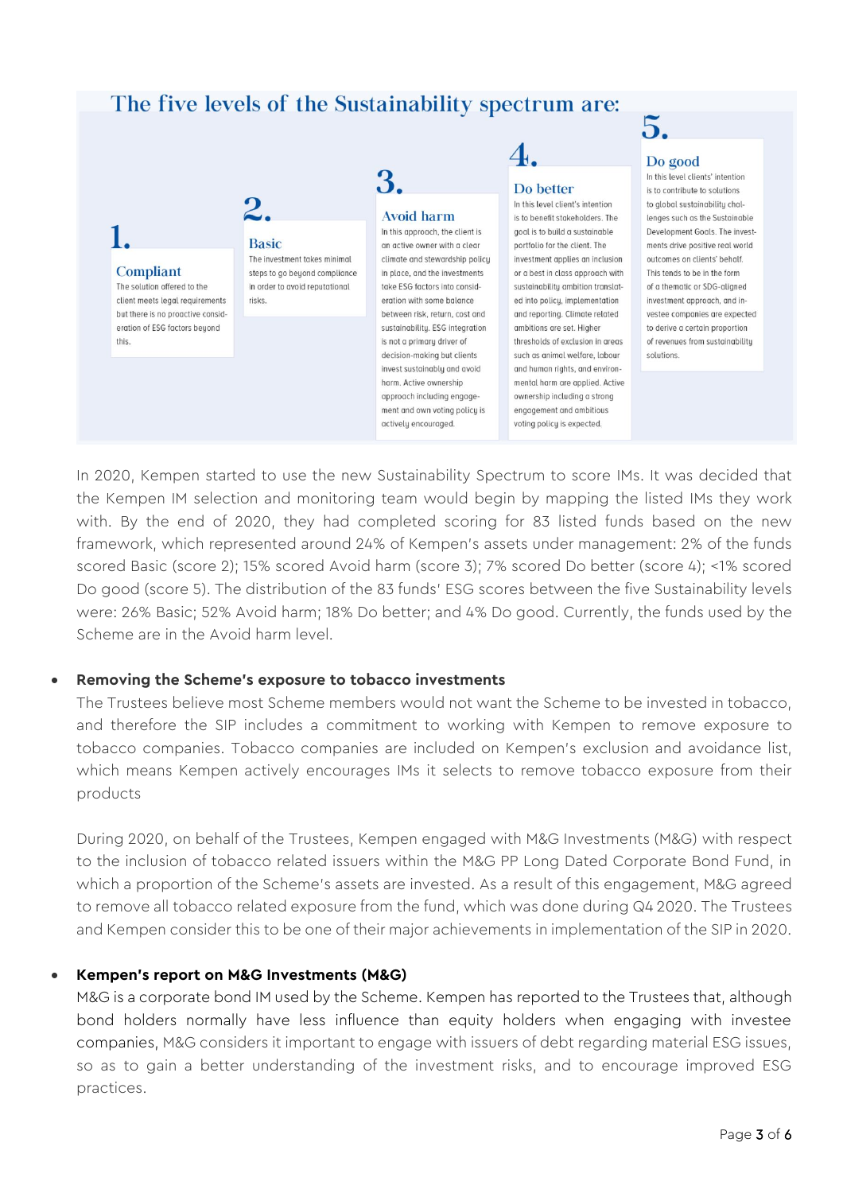## The five levels of the Sustainability spectrum are:

**1. Compliant**
The solution offered to the client meets legal requirements but there is no proactive consideration of ESG factors beyond this.

**2. Basic**
The investment takes minimal steps to go beyond compliance in order to avoid reputational risks.

**3. Avoid harm**
In this approach, the client is an active owner with a clear climate and stewardship policy in place, and the investments take ESG factors into consideration with some balance between risk, return, cost and sustainability. ESG integration is not a primary driver of decision-making but clients invest sustainably and avoid harm. Active ownership approach including engagement and own voting policy is actively encouraged.

**4. Do better**
In this level client's intention is to benefit stakeholders. The goal is to build a sustainable portfolio for the client. The investment applies an inclusion or a best in class approach with sustainability ambition translated into policy, implementation and reporting. Climate related ambitions are set. Higher thresholds of exclusion in areas such as animal welfare, labour and human rights, and environmental harm are applied. Active ownership including a strong engagement and ambitious voting policy is expected.

**5. Do good**
In this level clients' intention is to contribute to solutions to global sustainability challenges such as the Sustainable Development Goals. The investments drive positive real world outcomes on clients' behalf. This tends to be in the form of a thematic or SDG-aligned investment approach, and investee companies are expected to derive a certain proportion of revenues from sustainability solutions.

In 2020, Kempen started to use the new Sustainability Spectrum to score IMs. It was decided that the Kempen IM selection and monitoring team would begin by mapping the listed IMs they work with. By the end of 2020, they had completed scoring for 83 listed funds based on the new framework, which represented around 24% of Kempen's assets under management: 2% of the funds scored Basic (score 2); 15% scored Avoid harm (score 3); 7% scored Do better (score 4); <1% scored Do good (score 5). The distribution of the 83 funds' ESG scores between the five Sustainability levels were: 26% Basic; 52% Avoid harm; 18% Do better; and 4% Do good. Currently, the funds used by the Scheme are in the Avoid harm level.

- **Removing the Scheme's exposure to tobacco investments**

  The Trustees believe most Scheme members would not want the Scheme to be invested in tobacco, and therefore the SIP includes a commitment to working with Kempen to remove exposure to tobacco companies. Tobacco companies are included on Kempen's exclusion and avoidance list, which means Kempen actively encourages IMs it selects to remove tobacco exposure from their products

  During 2020, on behalf of the Trustees, Kempen engaged with M&G Investments (M&G) with respect to the inclusion of tobacco related issuers within the M&G PP Long Dated Corporate Bond Fund, in which a proportion of the Scheme's assets are invested. As a result of this engagement, M&G agreed to remove all tobacco related exposure from the fund, which was done during Q4 2020. The Trustees and Kempen consider this to be one of their major achievements in implementation of the SIP in 2020.

- **Kempen's report on M&G Investments (M&G)**

  M&G is a corporate bond IM used by the Scheme. Kempen has reported to the Trustees that, although bond holders normally have less influence than equity holders when engaging with investee companies, M&G considers it important to engage with issuers of debt regarding material ESG issues, so as to gain a better understanding of the investment risks, and to encourage improved ESG practices.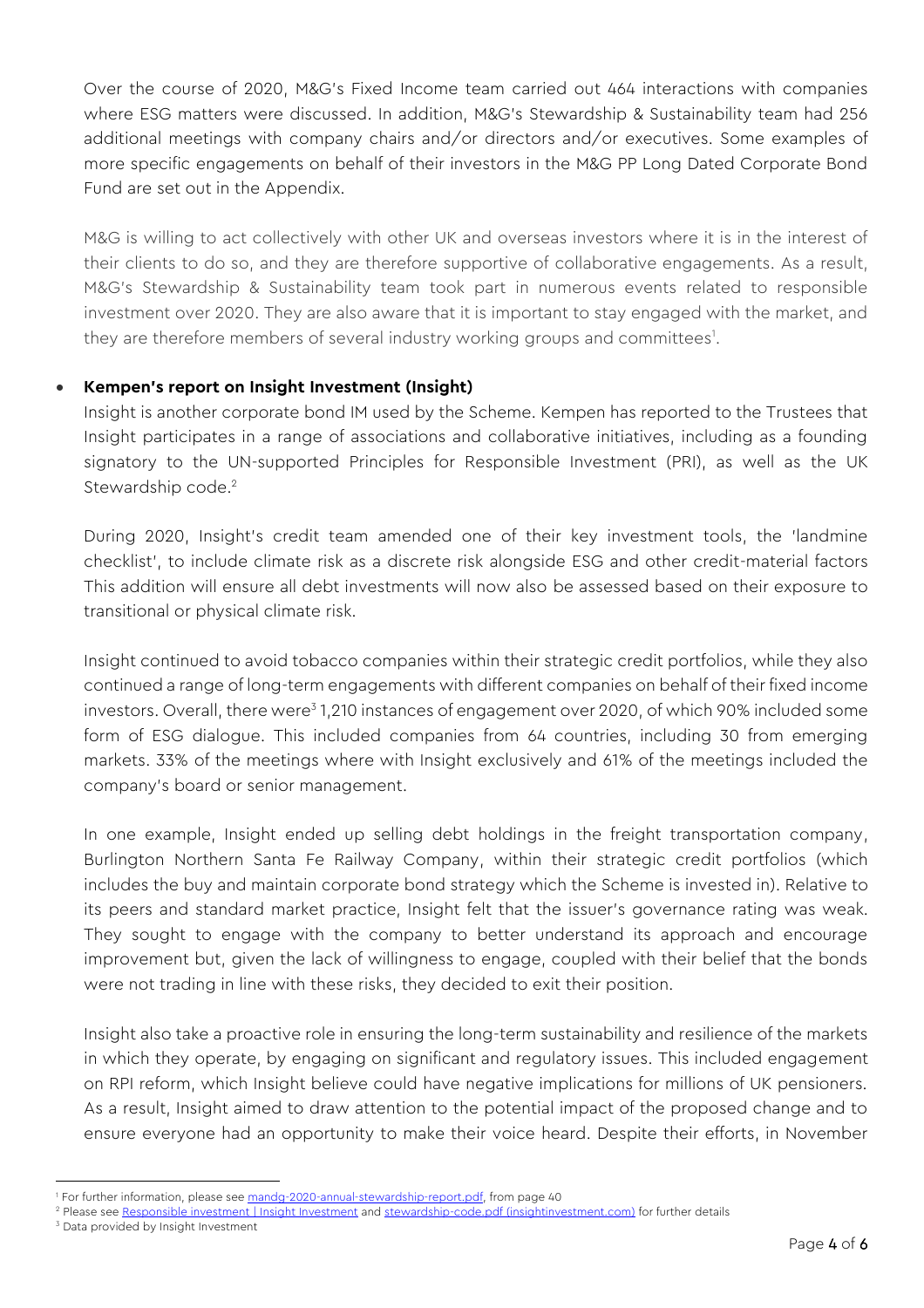Over the course of 2020, M&G's Fixed Income team carried out 464 interactions with companies where ESG matters were discussed. In addition, M&G's Stewardship & Sustainability team had 256 additional meetings with company chairs and/or directors and/or executives. Some examples of more specific engagements on behalf of their investors in the M&G PP Long Dated Corporate Bond Fund are set out in the Appendix.

M&G is willing to act collectively with other UK and overseas investors where it is in the interest of their clients to do so, and they are therefore supportive of collaborative engagements. As a result, M&G's Stewardship & Sustainability team took part in numerous events related to responsible investment over 2020. They are also aware that it is important to stay engaged with the market, and they are therefore members of several industry working groups and committees[1].

- **Kempen's report on Insight Investment (Insight)**

  Insight is another corporate bond IM used by the Scheme. Kempen has reported to the Trustees that Insight participates in a range of associations and collaborative initiatives, including as a founding signatory to the UN-supported Principles for Responsible Investment (PRI), as well as the UK Stewardship code.[2]

  During 2020, Insight's credit team amended one of their key investment tools, the 'landmine checklist', to include climate risk as a discrete risk alongside ESG and other credit-material factors This addition will ensure all debt investments will now also be assessed based on their exposure to transitional or physical climate risk.

  Insight continued to avoid tobacco companies within their strategic credit portfolios, while they also continued a range of long-term engagements with different companies on behalf of their fixed income investors. Overall, there were[3] 1,210 instances of engagement over 2020, of which 90% included some form of ESG dialogue. This included companies from 64 countries, including 30 from emerging markets. 33% of the meetings where with Insight exclusively and 61% of the meetings included the company's board or senior management.

  In one example, Insight ended up selling debt holdings in the freight transportation company, Burlington Northern Santa Fe Railway Company, within their strategic credit portfolios (which includes the buy and maintain corporate bond strategy which the Scheme is invested in). Relative to its peers and standard market practice, Insight felt that the issuer's governance rating was weak. They sought to engage with the company to better understand its approach and encourage improvement but, given the lack of willingness to engage, coupled with their belief that the bonds were not trading in line with these risks, they decided to exit their position.

  Insight also take a proactive role in ensuring the long-term sustainability and resilience of the markets in which they operate, by engaging on significant and regulatory issues. This included engagement on RPI reform, which Insight believe could have negative implications for millions of UK pensioners. As a result, Insight aimed to draw attention to the potential impact of the proposed change and to ensure everyone had an opportunity to make their voice heard. Despite their efforts, in November

---

[1] For further information, please see mandg-2020-annual-stewardship-report.pdf, from page 40

[2] Please see Responsible investment | Insight Investment and stewardship-code.pdf (insightinvestment.com) for further details

[3] Data provided by Insight Investment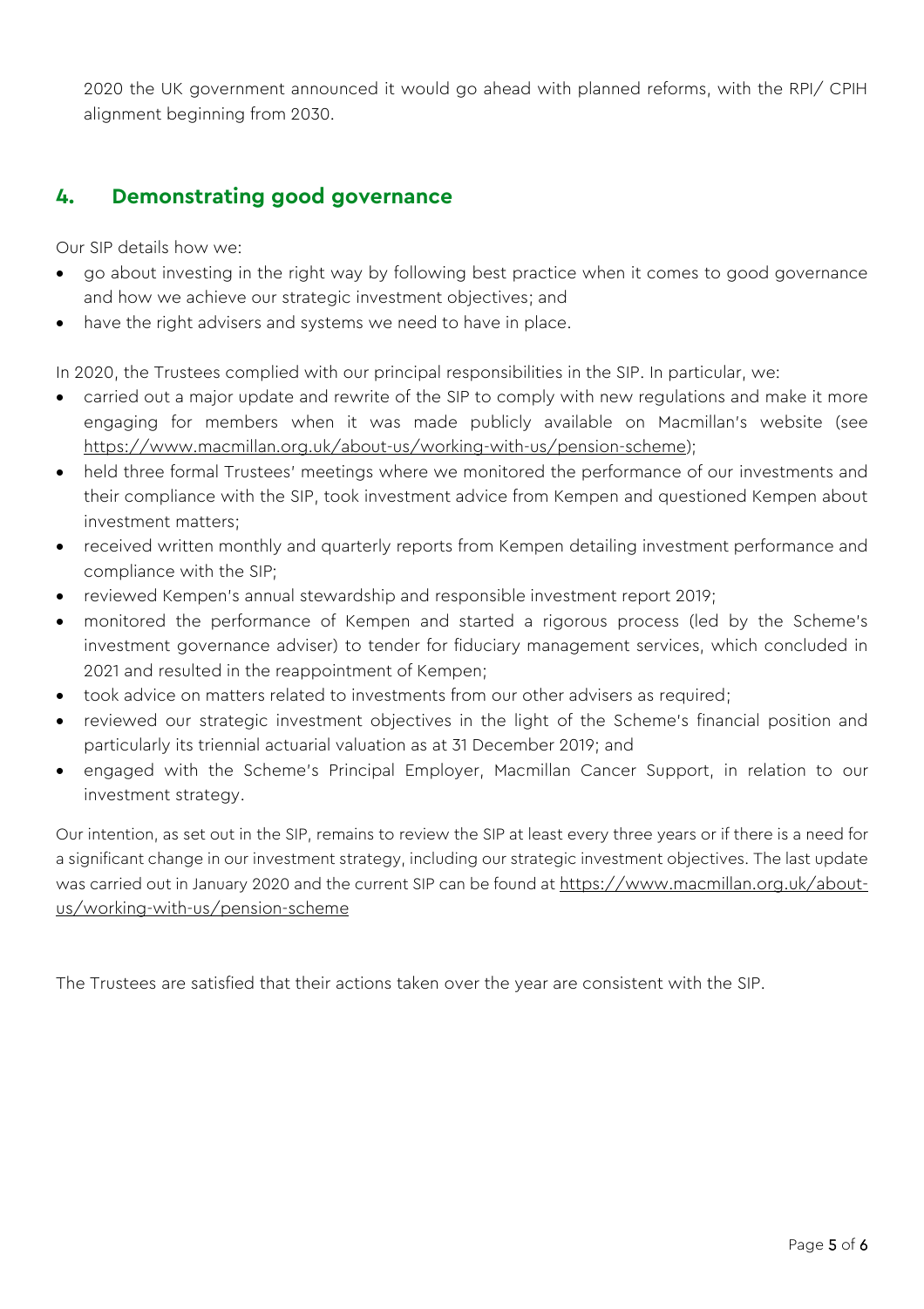2020 the UK government announced it would go ahead with planned reforms, with the RPI/ CPIH alignment beginning from 2030.

## 4. Demonstrating good governance

Our SIP details how we:

- go about investing in the right way by following best practice when it comes to good governance and how we achieve our strategic investment objectives; and
- have the right advisers and systems we need to have in place.

In 2020, the Trustees complied with our principal responsibilities in the SIP. In particular, we:

- carried out a major update and rewrite of the SIP to comply with new regulations and make it more engaging for members when it was made publicly available on Macmillan's website (see https://www.macmillan.org.uk/about-us/working-with-us/pension-scheme);
- held three formal Trustees' meetings where we monitored the performance of our investments and their compliance with the SIP, took investment advice from Kempen and questioned Kempen about investment matters;
- received written monthly and quarterly reports from Kempen detailing investment performance and compliance with the SIP;
- reviewed Kempen's annual stewardship and responsible investment report 2019;
- monitored the performance of Kempen and started a rigorous process (led by the Scheme's investment governance adviser) to tender for fiduciary management services, which concluded in 2021 and resulted in the reappointment of Kempen;
- took advice on matters related to investments from our other advisers as required;
- reviewed our strategic investment objectives in the light of the Scheme's financial position and particularly its triennial actuarial valuation as at 31 December 2019; and
- engaged with the Scheme's Principal Employer, Macmillan Cancer Support, in relation to our investment strategy.

Our intention, as set out in the SIP, remains to review the SIP at least every three years or if there is a need for a significant change in our investment strategy, including our strategic investment objectives. The last update was carried out in January 2020 and the current SIP can be found at https://www.macmillan.org.uk/about-us/working-with-us/pension-scheme

The Trustees are satisfied that their actions taken over the year are consistent with the SIP.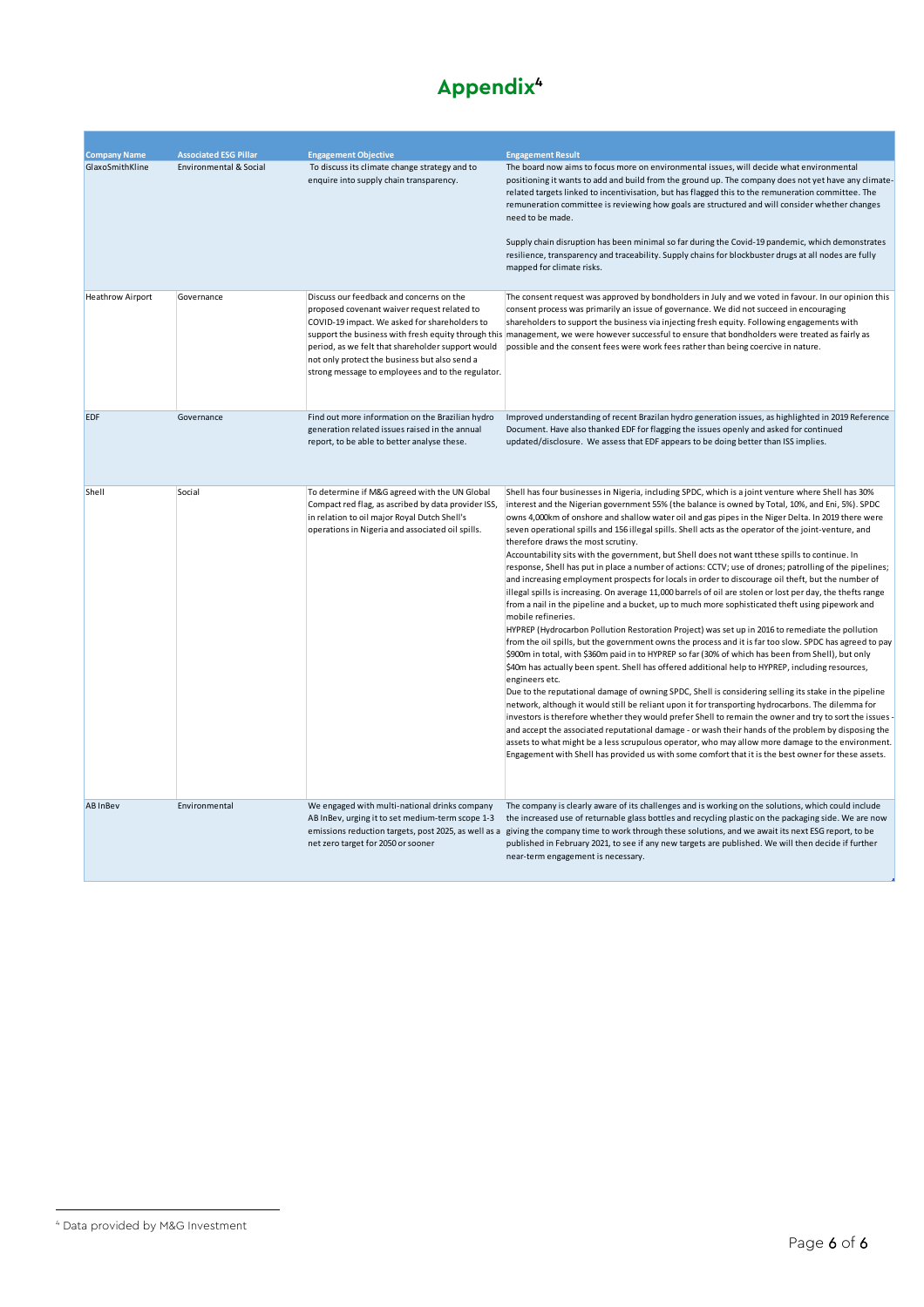# Appendix[4]

| Company Name | Associated ESG Pillar | Engagement Objective | Engagement Result |
|---|---|---|---|
| GlaxoSmithKline | Environmental & Social | To discuss its climate change strategy and to enquire into supply chain transparency. | The board now aims to focus more on environmental issues, will decide what environmental positioning it wants to add and build from the ground up. The company does not yet have any climate-related targets linked to incentivisation, but has flagged this to the remuneration committee. The remuneration committee is reviewing how goals are structured and will consider whether changes need to be made.<br><br>Supply chain disruption has been minimal so far during the Covid-19 pandemic, which demonstrates resilience, transparency and traceability. Supply chains for blockbuster drugs at all nodes are fully mapped for climate risks. |
| Heathrow Airport | Governance | Discuss our feedback and concerns on the proposed covenant waiver request related to COVID-19 impact. We asked for shareholders to support the business with fresh equity through this period, as we felt that shareholder support would not only protect the business but also send a strong message to employees and to the regulator. | The consent request was approved by bondholders in July and we voted in favour. In our opinion this consent process was primarily an issue of governance. We did not succeed in encouraging shareholders to support the business via injecting fresh equity. Following engagements with management, we were however successful to ensure that bondholders were treated as fairly as possible and the consent fees were work fees rather than being coercive in nature. |
| EDF | Governance | Find out more information on the Brazilian hydro generation related issues raised in the annual report, to be able to better analyse these. | Improved understanding of recent Brazilian hydro generation issues, as highlighted in 2019 Reference Document. Have also thanked EDF for flagging the issues openly and asked for continued updated/disclosure. We assess that EDF appears to be doing better than ISS implies. |
| Shell | Social | To determine if M&G agreed with the UN Global Compact red flag, as ascribed by data provider ISS, in relation to oil major Royal Dutch Shell's operations in Nigeria and associated oil spills. | Shell has four businesses in Nigeria, including SPDC, which is a joint venture where Shell has 30% interest and the Nigerian government 55% (the balance is owned by Total, 10%, and Eni, 5%). SPDC owns 4,000km of onshore and shallow water oil and gas pipes in the Niger Delta. In 2019 there were seven operational spills and 156 illegal spills. Shell acts as the operator of the joint-venture, and therefore draws the most scrutiny.<br>Accountability sits with the government, but Shell does not want tthese spills to continue. In response, Shell has put in place a number of actions: CCTV; use of drones; patrolling of the pipelines; and increasing employment prospects for locals in order to discourage oil theft, but the number of illegal spills is increasing. On average 11,000 barrels of oil are stolen or lost per day, the thefts range from a nail in the pipeline and a bucket, up to much more sophisticated theft using pipework and mobile refineries.<br>HYPREP (Hydrocarbon Pollution Restoration Project) was set up in 2016 to remediate the pollution from the oil spills, but the government owns the process and it is far too slow. SPDC has agreed to pay $900m in total, with $360m paid in to HYPREP so far (30% of which has been from Shell), but only $40m has actually been spent. Shell has offered additional help to HYPREP, including resources, engineers etc.<br>Due to the reputational damage of owning SPDC, Shell is considering selling its stake in the pipeline network, although it would still be reliant upon it for transporting hydrocarbons. The dilemma for investors is therefore whether they would prefer Shell to remain the owner and try to sort the issues - and accept the associated reputational damage - or wash their hands of the problem by disposing the assets to what might be a less scrupulous operator, who may allow more damage to the environment. Engagement with Shell has provided us with some comfort that it is the best owner for these assets. |
| AB InBev | Environmental | We engaged with multi-national drinks company AB InBev, urging it to set medium-term scope 1-3 emissions reduction targets, post 2025, as well as a net zero target for 2050 or sooner | The company is clearly aware of its challenges and is working on the solutions, which could include the increased use of returnable glass bottles and recycling plastic on the packaging side. We are now giving the company time to work through these solutions, and we await its next ESG report, to be published in February 2021, to see if any new targets are published. We will then decide if further near-term engagement is necessary. |

[4] Data provided by M&G Investment